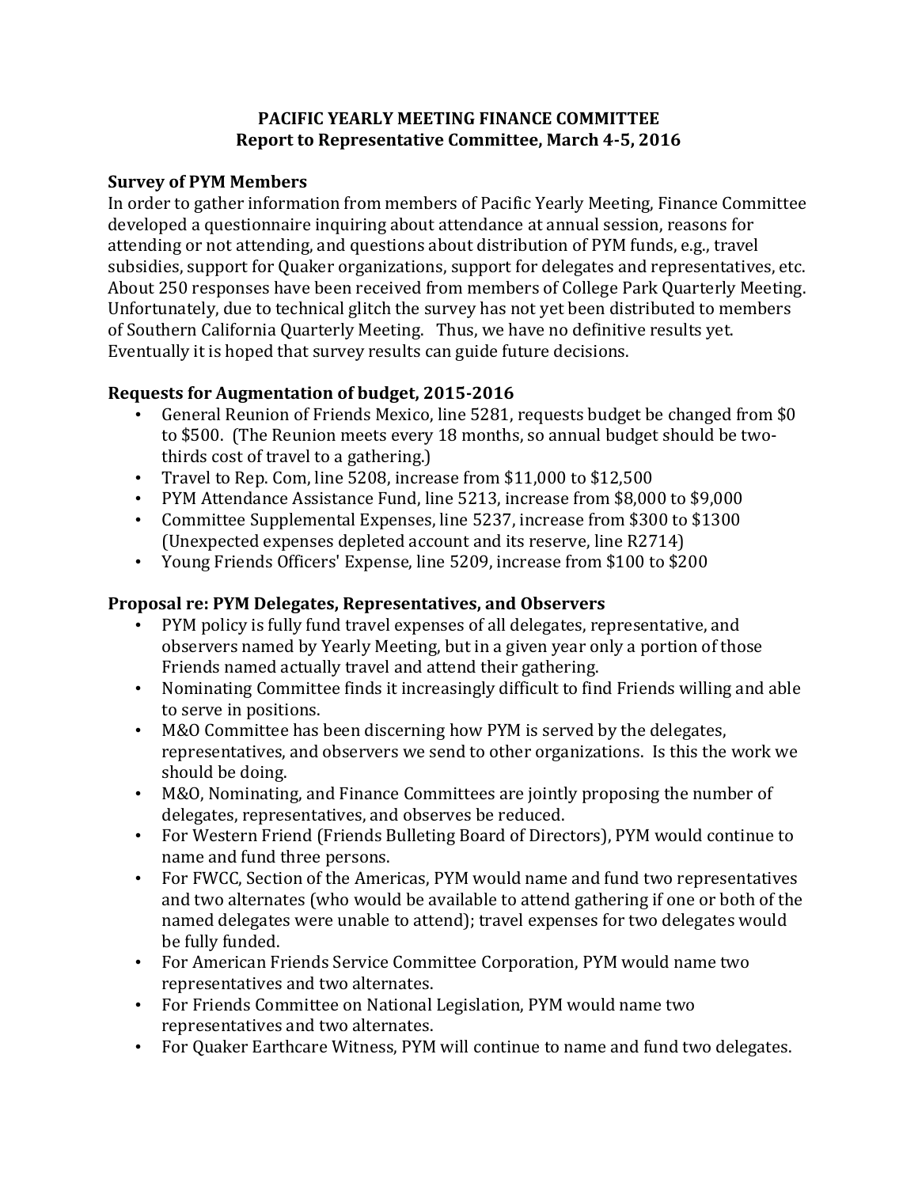# PACIFIC YEARLY MEETING FINANCE COMMITTEE
## Report to Representative Committee, March 4-5, 2016

### Survey of PYM Members

In order to gather information from members of Pacific Yearly Meeting, Finance Committee developed a questionnaire inquiring about attendance at annual session, reasons for attending or not attending, and questions about distribution of PYM funds, e.g., travel subsidies, support for Quaker organizations, support for delegates and representatives, etc. About 250 responses have been received from members of College Park Quarterly Meeting. Unfortunately, due to technical glitch the survey has not yet been distributed to members of Southern California Quarterly Meeting. Thus, we have no definitive results yet. Eventually it is hoped that survey results can guide future decisions.

### Requests for Augmentation of budget, 2015-2016

- General Reunion of Friends Mexico, line 5281, requests budget be changed from $0 to $500. (The Reunion meets every 18 months, so annual budget should be two-thirds cost of travel to a gathering.)
- Travel to Rep. Com, line 5208, increase from $11,000 to $12,500
- PYM Attendance Assistance Fund, line 5213, increase from $8,000 to $9,000
- Committee Supplemental Expenses, line 5237, increase from $300 to $1300 (Unexpected expenses depleted account and its reserve, line R2714)
- Young Friends Officers' Expense, line 5209, increase from $100 to $200

### Proposal re: PYM Delegates, Representatives, and Observers

- PYM policy is fully fund travel expenses of all delegates, representative, and observers named by Yearly Meeting, but in a given year only a portion of those Friends named actually travel and attend their gathering.
- Nominating Committee finds it increasingly difficult to find Friends willing and able to serve in positions.
- M&O Committee has been discerning how PYM is served by the delegates, representatives, and observers we send to other organizations. Is this the work we should be doing.
- M&O, Nominating, and Finance Committees are jointly proposing the number of delegates, representatives, and observes be reduced.
- For Western Friend (Friends Bulleting Board of Directors), PYM would continue to name and fund three persons.
- For FWCC, Section of the Americas, PYM would name and fund two representatives and two alternates (who would be available to attend gathering if one or both of the named delegates were unable to attend); travel expenses for two delegates would be fully funded.
- For American Friends Service Committee Corporation, PYM would name two representatives and two alternates.
- For Friends Committee on National Legislation, PYM would name two representatives and two alternates.
- For Quaker Earthcare Witness, PYM will continue to name and fund two delegates.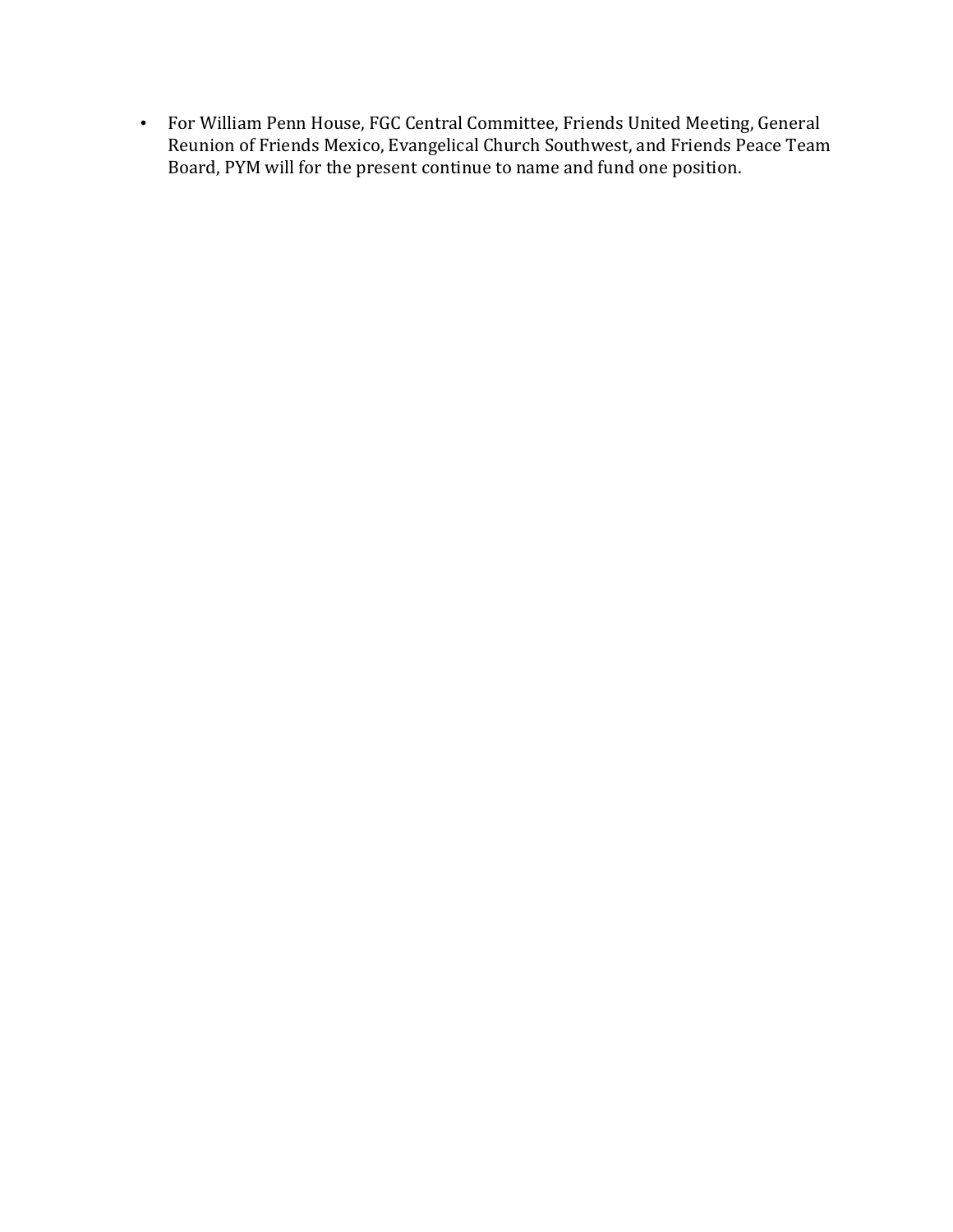- For William Penn House, FGC Central Committee, Friends United Meeting, General Reunion of Friends Mexico, Evangelical Church Southwest, and Friends Peace Team Board, PYM will for the present continue to name and fund one position.